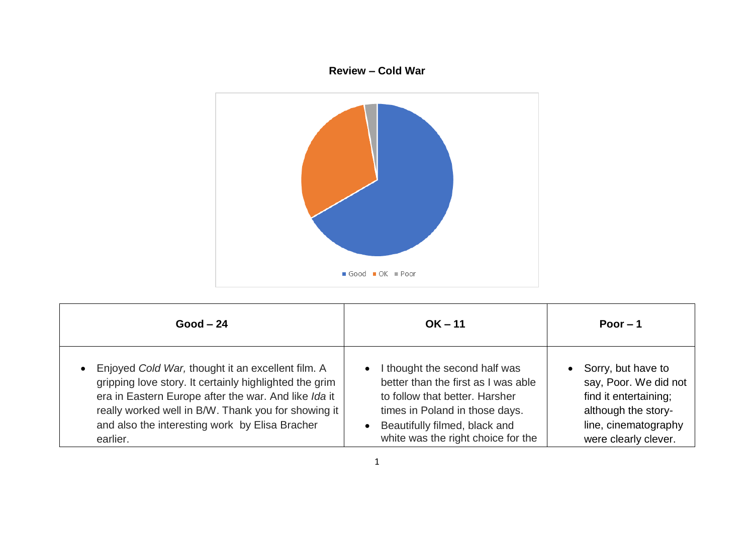**Review – Cold War**

Good · OK · Poor

| Good – 24 | OK – 11 | Poor – 1 |
| --- | --- | --- |
| • Enjoyed *Cold War,* thought it an excellent film. A gripping love story. It certainly highlighted the grim era in Eastern Europe after the war. And like *Ida* it really worked well in B/W. Thank you for showing it and also the interesting work by Elisa Bracher earlier. | • I thought the second half was better than the first as I was able to follow that better. Harsher times in Poland in those days.<br>• Beautifully filmed, black and white was the right choice for the | • Sorry, but have to say, Poor. We did not find it entertaining; although the story-line, cinematography were clearly clever. |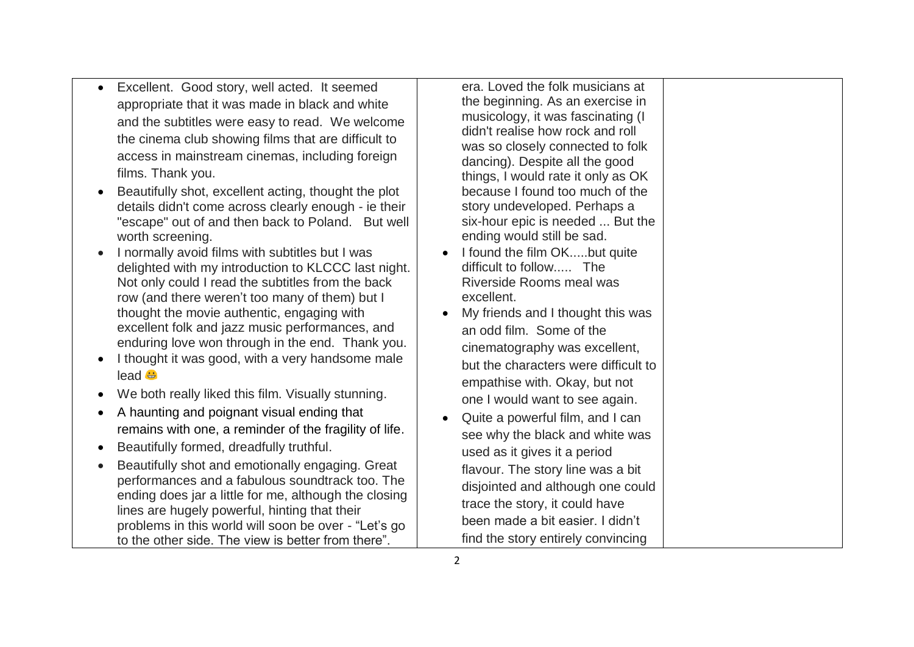- Excellent. Good story, well acted. It seemed appropriate that it was made in black and white and the subtitles were easy to read. We welcome the cinema club showing films that are difficult to access in mainstream cinemas, including foreign films. Thank you.
- Beautifully shot, excellent acting, thought the plot details didn't come across clearly enough - ie their "escape" out of and then back to Poland. But well worth screening.
- I normally avoid films with subtitles but I was delighted with my introduction to KLCCC last night. Not only could I read the subtitles from the back row (and there weren't too many of them) but I thought the movie authentic, engaging with excellent folk and jazz music performances, and enduring love won through in the end. Thank you.
- I thought it was good, with a very handsome male lead 😁
- We both really liked this film. Visually stunning.
- A haunting and poignant visual ending that remains with one, a reminder of the fragility of life.
- Beautifully formed, dreadfully truthful.
- Beautifully shot and emotionally engaging. Great performances and a fabulous soundtrack too. The ending does jar a little for me, although the closing lines are hugely powerful, hinting that their problems in this world will soon be over - "Let's go to the other side. The view is better from there".

era. Loved the folk musicians at the beginning. As an exercise in musicology, it was fascinating (I didn't realise how rock and roll was so closely connected to folk dancing). Despite all the good things, I would rate it only as OK because I found too much of the story undeveloped. Perhaps a six-hour epic is needed ... But the ending would still be sad.

- I found the film OK.....but quite difficult to follow..... The Riverside Rooms meal was excellent.
- My friends and I thought this was an odd film. Some of the cinematography was excellent, but the characters were difficult to empathise with. Okay, but not one I would want to see again.
- Quite a powerful film, and I can see why the black and white was used as it gives it a period flavour. The story line was a bit disjointed and although one could trace the story, it could have been made a bit easier. I didn't find the story entirely convincing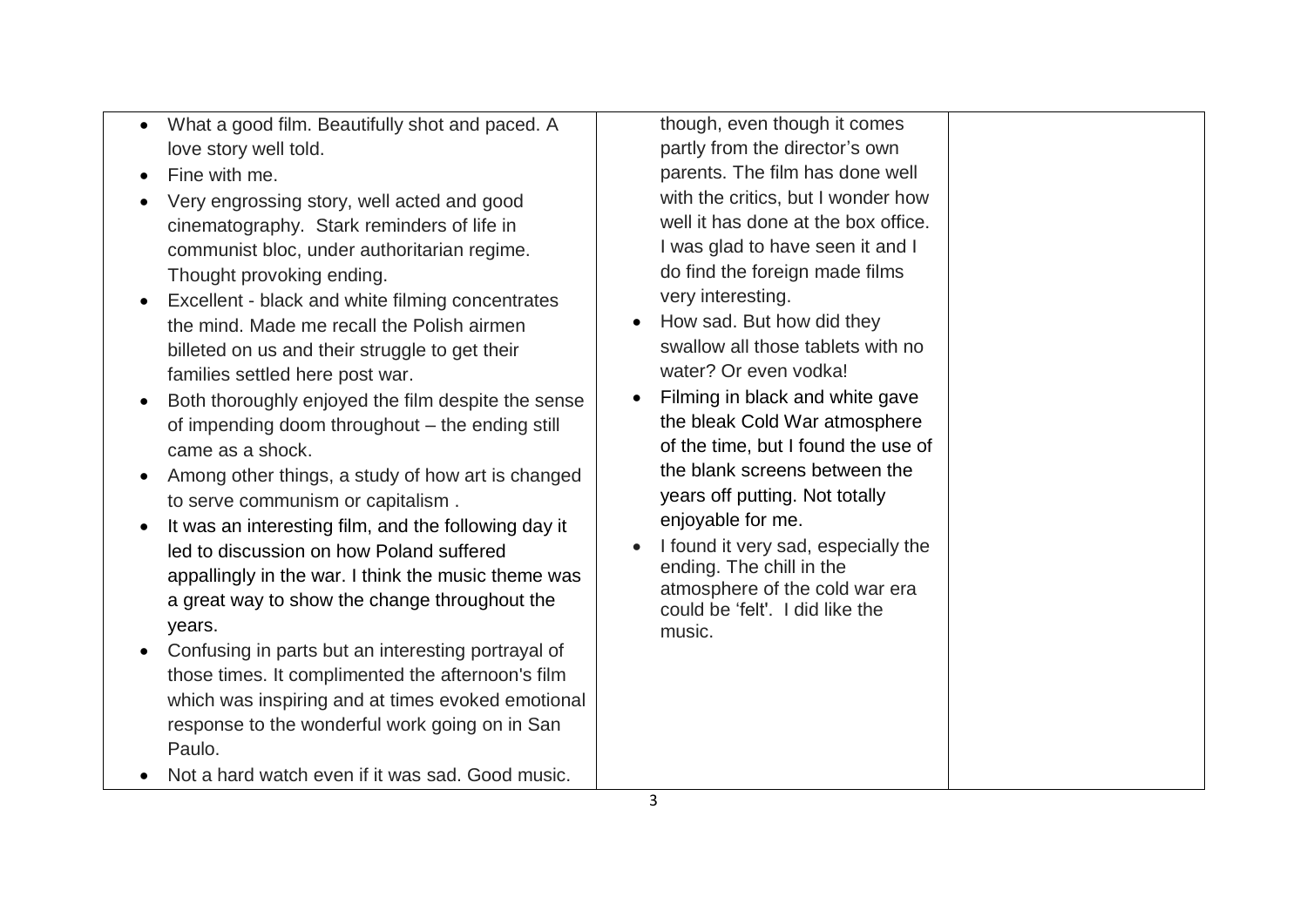| | | |
|---|---|---|
| • What a good film. Beautifully shot and paced. A love story well told.<br>• Fine with me.<br>• Very engrossing story, well acted and good cinematography. Stark reminders of life in communist bloc, under authoritarian regime. Thought provoking ending.<br>• Excellent - black and white filming concentrates the mind. Made me recall the Polish airmen billeted on us and their struggle to get their families settled here post war.<br>• Both thoroughly enjoyed the film despite the sense of impending doom throughout – the ending still came as a shock.<br>• Among other things, a study of how art is changed to serve communism or capitalism .<br>• It was an interesting film, and the following day it led to discussion on how Poland suffered appallingly in the war. I think the music theme was a great way to show the change throughout the years.<br>• Confusing in parts but an interesting portrayal of those times. It complimented the afternoon's film which was inspiring and at times evoked emotional response to the wonderful work going on in San Paulo.<br>• Not a hard watch even if it was sad. Good music. | though, even though it comes partly from the director's own parents. The film has done well with the critics, but I wonder how well it has done at the box office. I was glad to have seen it and I do find the foreign made films very interesting.<br>• How sad. But how did they swallow all those tablets with no water? Or even vodka!<br>• Filming in black and white gave the bleak Cold War atmosphere of the time, but I found the use of the blank screens between the years off putting. Not totally enjoyable for me.<br>• I found it very sad, especially the ending. The chill in the atmosphere of the cold war era could be 'felt'. I did like the music. | |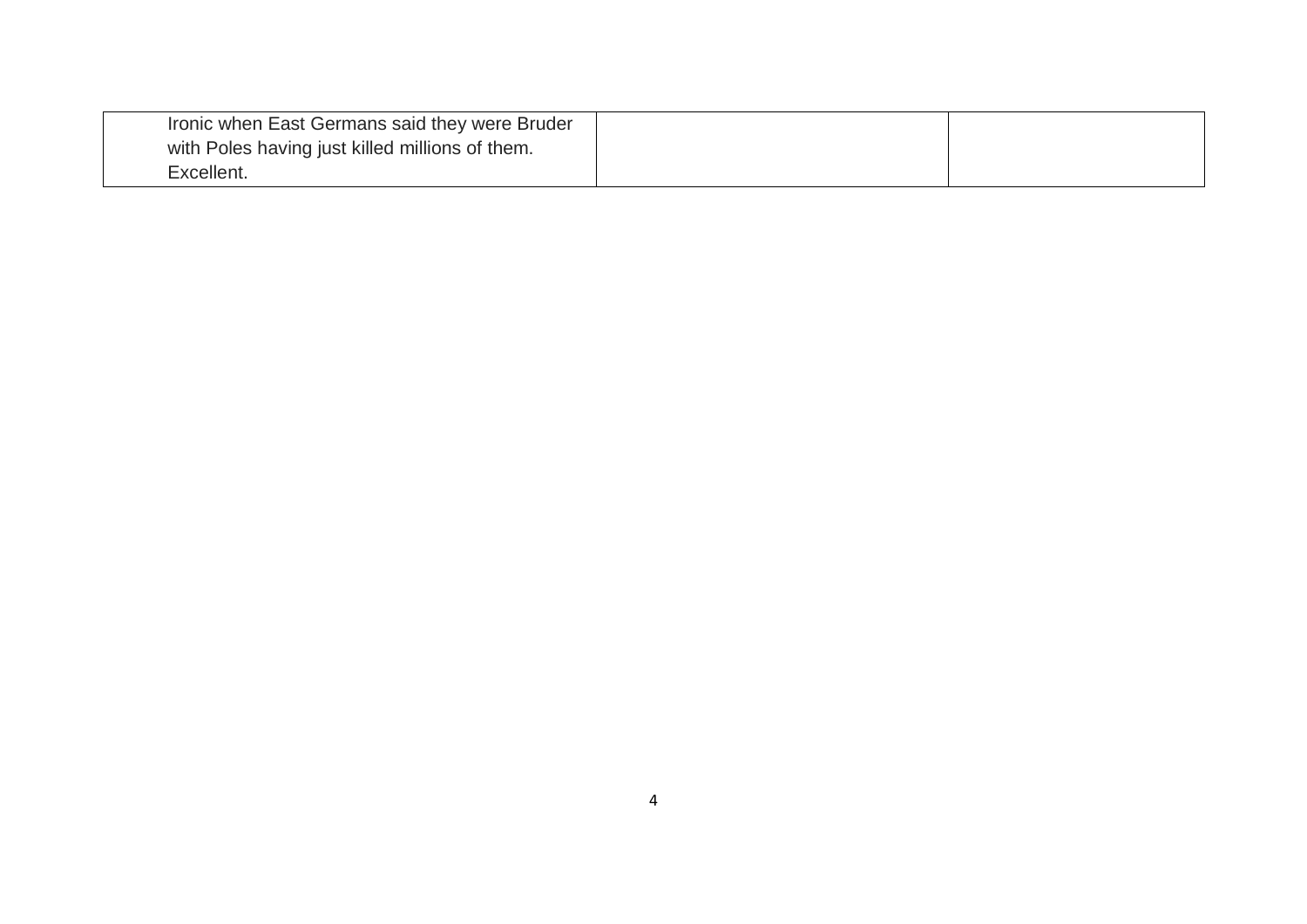| | | |
|---|---|---|
| Ironic when East Germans said they were Bruder with Poles having just killed millions of them. Excellent. | | |